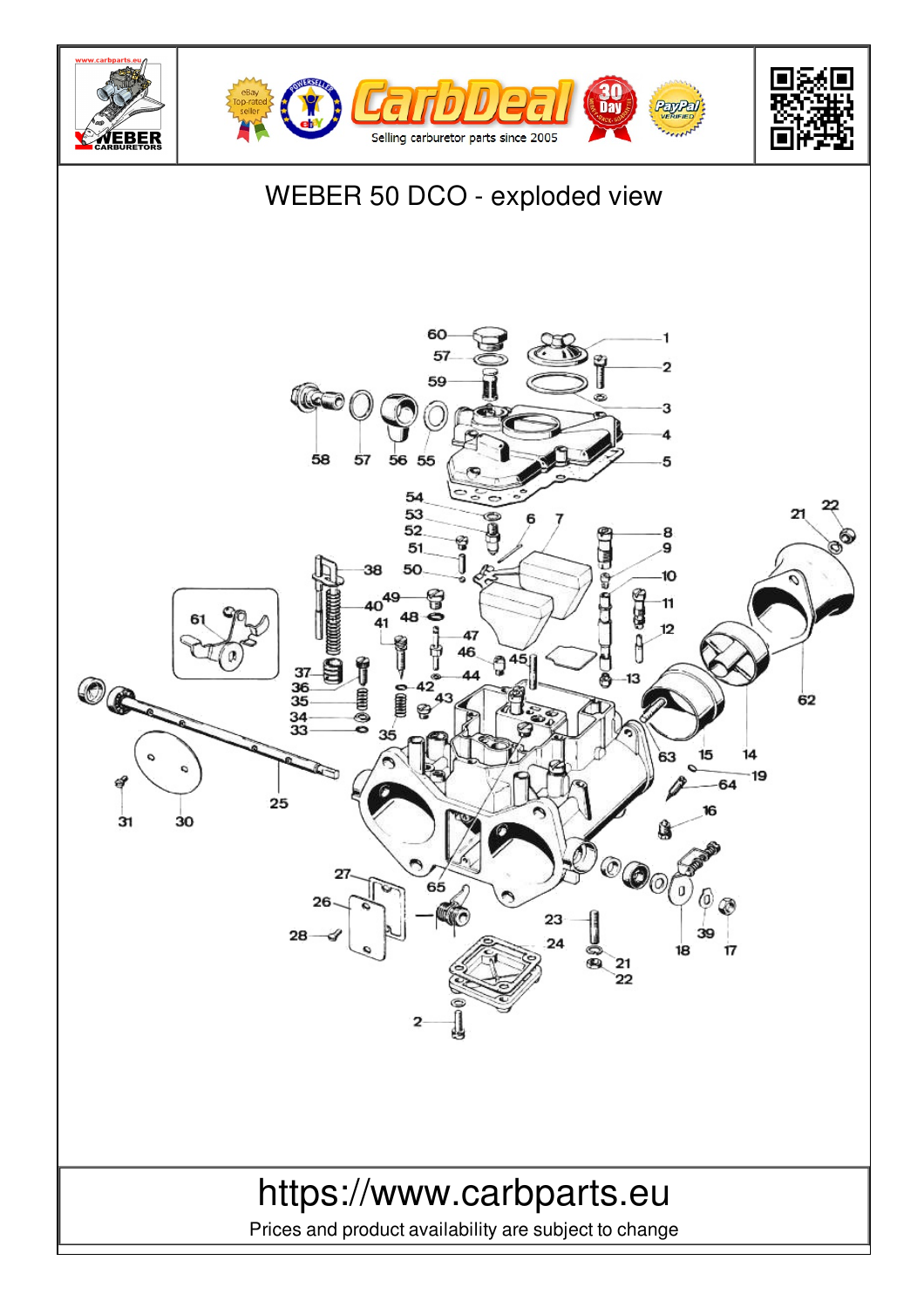# WEBER 50 DCO - exploded view

https://www.carbparts.eu

Prices and product availability are subject to change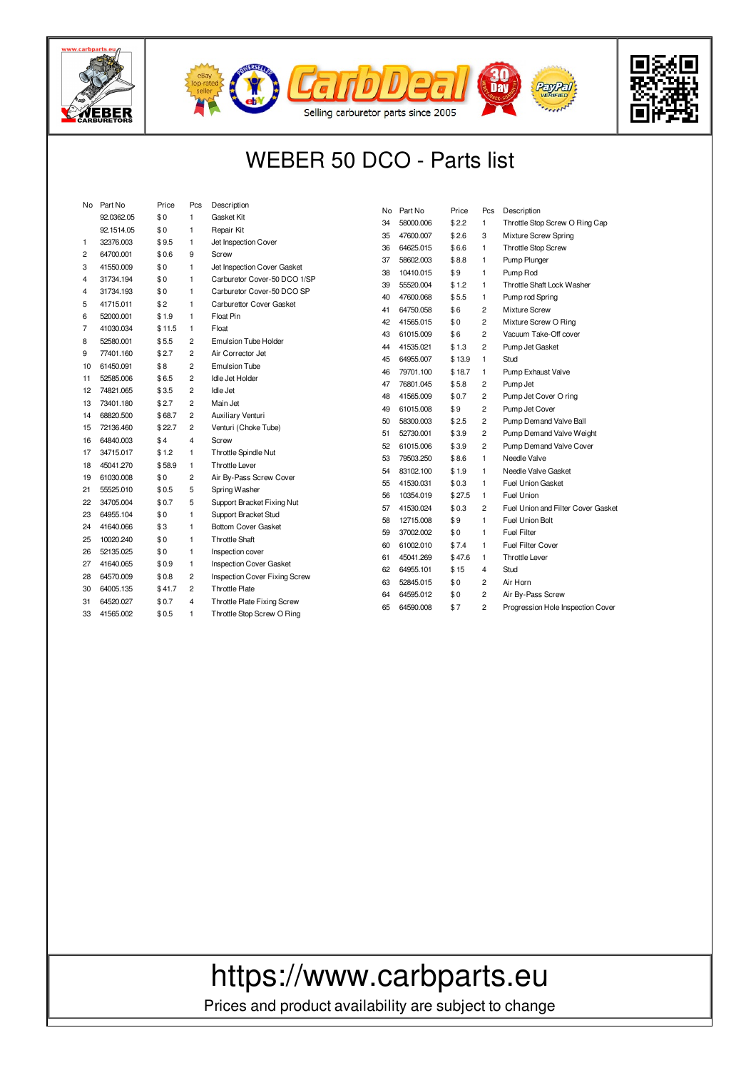# WEBER 50 DCO - Parts list

| No | Part No | Price | Pcs | Description |
|---|---|---|---|---|
| | 92.0362.05 | $ 0 | 1 | Gasket Kit |
| | 92.1514.05 | $ 0 | 1 | Repair Kit |
| 1 | 32376.003 | $ 9.5 | 1 | Jet Inspection Cover |
| 2 | 64700.001 | $ 0.6 | 9 | Screw |
| 3 | 41550.009 | $ 0 | 1 | Jet Inspection Cover Gasket |
| 4 | 31734.194 | $ 0 | 1 | Carburetor Cover-50 DCO 1/SP |
| 4 | 31734.193 | $ 0 | 1 | Carburetor Cover-50 DCO SP |
| 5 | 41715.011 | $ 2 | 1 | Carburettor Cover Gasket |
| 6 | 52000.001 | $ 1.9 | 1 | Float Pin |
| 7 | 41030.034 | $ 11.5 | 1 | Float |
| 8 | 52580.001 | $ 5.5 | 2 | Emulsion Tube Holder |
| 9 | 77401.160 | $ 2.7 | 2 | Air Corrector Jet |
| 10 | 61450.091 | $ 8 | 2 | Emulsion Tube |
| 11 | 52585.006 | $ 6.5 | 2 | Idle Jet Holder |
| 12 | 74821.065 | $ 3.5 | 2 | Idle Jet |
| 13 | 73401.180 | $ 2.7 | 2 | Main Jet |
| 14 | 68820.500 | $ 68.7 | 2 | Auxiliary Venturi |
| 15 | 72136.460 | $ 22.7 | 2 | Venturi (Choke Tube) |
| 16 | 64840.003 | $ 4 | 4 | Screw |
| 17 | 34715.017 | $ 1.2 | 1 | Throttle Spindle Nut |
| 18 | 45041.270 | $ 58.9 | 1 | Throttle Lever |
| 19 | 61030.008 | $ 0 | 2 | Air By-Pass Screw Cover |
| 21 | 55525.010 | $ 0.5 | 5 | Spring Washer |
| 22 | 34705.004 | $ 0.7 | 5 | Support Bracket Fixing Nut |
| 23 | 64955.104 | $ 0 | 1 | Support Bracket Stud |
| 24 | 41640.066 | $ 3 | 1 | Bottom Cover Gasket |
| 25 | 10020.240 | $ 0 | 1 | Throttle Shaft |
| 26 | 52135.025 | $ 0 | 1 | Inspection cover |
| 27 | 41640.065 | $ 0.9 | 1 | Inspection Cover Gasket |
| 28 | 64570.009 | $ 0.8 | 2 | Inspection Cover Fixing Screw |
| 30 | 64005.135 | $ 41.7 | 2 | Throttle Plate |
| 31 | 64520.027 | $ 0.7 | 4 | Throttle Plate Fixing Screw |
| 33 | 41565.002 | $ 0.5 | 1 | Throttle Stop Screw O Ring |
| 34 | 58000.006 | $ 2.2 | 1 | Throttle Stop Screw O Ring Cap |
| 35 | 47600.007 | $ 2.6 | 3 | Mixture Screw Spring |
| 36 | 64625.015 | $ 6.6 | 1 | Throttle Stop Screw |
| 37 | 58602.003 | $ 8.8 | 1 | Pump Plunger |
| 38 | 10410.015 | $ 9 | 1 | Pump Rod |
| 39 | 55520.004 | $ 1.2 | 1 | Throttle Shaft Lock Washer |
| 40 | 47600.068 | $ 5.5 | 1 | Pump rod Spring |
| 41 | 64750.058 | $ 6 | 2 | Mixture Screw |
| 42 | 41565.015 | $ 0 | 2 | Mixture Screw O Ring |
| 43 | 61015.009 | $ 6 | 2 | Vacuum Take-Off cover |
| 44 | 41535.021 | $ 1.3 | 2 | Pump Jet Gasket |
| 45 | 64955.007 | $ 13.9 | 1 | Stud |
| 46 | 79701.100 | $ 18.7 | 1 | Pump Exhaust Valve |
| 47 | 76801.045 | $ 5.8 | 2 | Pump Jet |
| 48 | 41565.009 | $ 0.7 | 2 | Pump Jet Cover O ring |
| 49 | 61015.008 | $ 9 | 2 | Pump Jet Cover |
| 50 | 58300.003 | $ 2.5 | 2 | Pump Demand Valve Ball |
| 51 | 52730.001 | $ 3.9 | 2 | Pump Demand Valve Weight |
| 52 | 61015.006 | $ 3.9 | 2 | Pump Demand Valve Cover |
| 53 | 79503.250 | $ 8.6 | 1 | Needle Valve |
| 54 | 83102.100 | $ 1.9 | 1 | Needle Valve Gasket |
| 55 | 41530.031 | $ 0.3 | 1 | Fuel Union Gasket |
| 56 | 10354.019 | $ 27.5 | 1 | Fuel Union |
| 57 | 41530.024 | $ 0.3 | 2 | Fuel Union and Filter Cover Gasket |
| 58 | 12715.008 | $ 9 | 1 | Fuel Union Bolt |
| 59 | 37002.002 | $ 0 | 1 | Fuel Filter |
| 60 | 61002.010 | $ 7.4 | 1 | Fuel Filter Cover |
| 61 | 45041.269 | $ 47.6 | 1 | Throttle Lever |
| 62 | 64955.101 | $ 15 | 4 | Stud |
| 63 | 52845.015 | $ 0 | 2 | Air Horn |
| 64 | 64595.012 | $ 0 | 2 | Air By-Pass Screw |
| 65 | 64590.008 | $ 7 | 2 | Progression Hole Inspection Cover |

https://www.carbparts.eu

Prices and product availability are subject to change